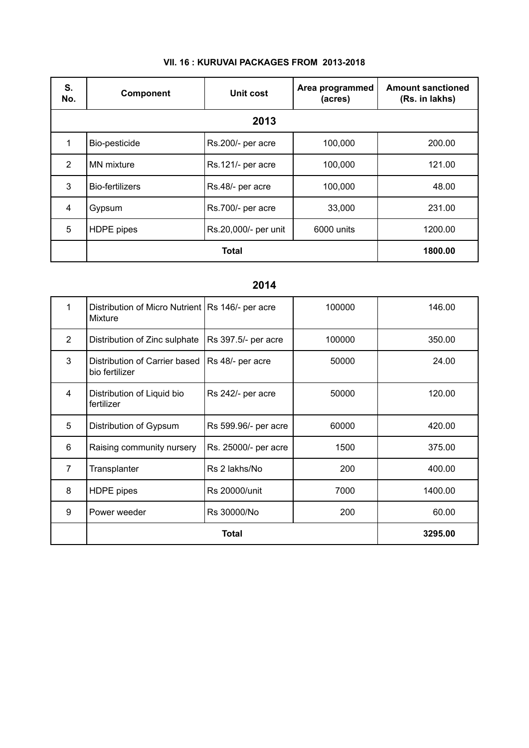### VII. 16 : KURUVAI PACKAGES FROM 2013-2018

| S. No. | Component | Unit cost | Area programmed (acres) | Amount sanctioned (Rs. in lakhs) |
|---|---|---|---|---|
| **2013** | | | | |
| 1 | Bio-pesticide | Rs.200/- per acre | 100,000 | 200.00 |
| 2 | MN mixture | Rs.121/- per acre | 100,000 | 121.00 |
| 3 | Bio-fertilizers | Rs.48/- per acre | 100,000 | 48.00 |
| 4 | Gypsum | Rs.700/- per acre | 33,000 | 231.00 |
| 5 | HDPE pipes | Rs.20,000/- per unit | 6000 units | 1200.00 |
| | **Total** | | | **1800.00** |

### 2014

| S. No. | Component | Unit cost | Area programmed (acres) | Amount sanctioned (Rs. in lakhs) |
|---|---|---|---|---|
| 1 | Distribution of Micro Nutrient Mixture | Rs 146/- per acre | 100000 | 146.00 |
| 2 | Distribution of Zinc sulphate | Rs 397.5/- per acre | 100000 | 350.00 |
| 3 | Distribution of Carrier based bio fertilizer | Rs 48/- per acre | 50000 | 24.00 |
| 4 | Distribution of Liquid bio fertilizer | Rs 242/- per acre | 50000 | 120.00 |
| 5 | Distribution of Gypsum | Rs 599.96/- per acre | 60000 | 420.00 |
| 6 | Raising community nursery | Rs. 25000/- per acre | 1500 | 375.00 |
| 7 | Transplanter | Rs 2 lakhs/No | 200 | 400.00 |
| 8 | HDPE pipes | Rs 20000/unit | 7000 | 1400.00 |
| 9 | Power weeder | Rs 30000/No | 200 | 60.00 |
| | **Total** | | | **3295.00** |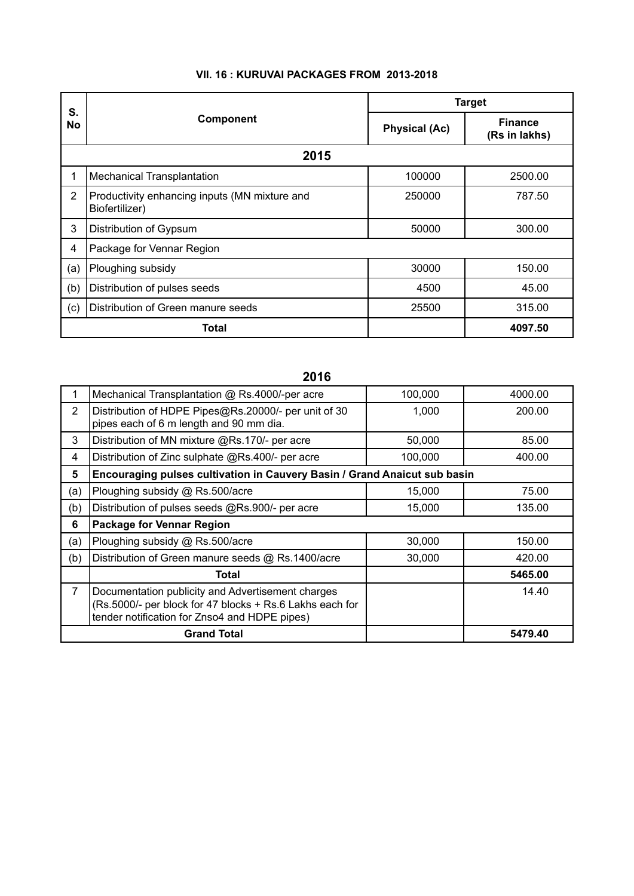### VII. 16 : KURUVAI PACKAGES FROM 2013-2018

| S. No | Component | Target | |
|---|---|---|---|
| | | Physical (Ac) | Finance (Rs in lakhs) |
| | **2015** | | |
| 1 | Mechanical Transplantation | 100000 | 2500.00 |
| 2 | Productivity enhancing inputs (MN mixture and Biofertilizer) | 250000 | 787.50 |
| 3 | Distribution of Gypsum | 50000 | 300.00 |
| 4 | Package for Vennar Region | | |
| (a) | Ploughing subsidy | 30000 | 150.00 |
| (b) | Distribution of pulses seeds | 4500 | 45.00 |
| (c) | Distribution of Green manure seeds | 25500 | 315.00 |
| | **Total** | | **4097.50** |

**2016**

| | | | |
|---|---|---|---|
| 1 | Mechanical Transplantation @ Rs.4000/-per acre | 100,000 | 4000.00 |
| 2 | Distribution of HDPE Pipes@Rs.20000/- per unit of 30 pipes each of 6 m length and 90 mm dia. | 1,000 | 200.00 |
| 3 | Distribution of MN mixture @Rs.170/- per acre | 50,000 | 85.00 |
| 4 | Distribution of Zinc sulphate @Rs.400/- per acre | 100,000 | 400.00 |
| **5** | **Encouraging pulses cultivation in Cauvery Basin / Grand Anaicut sub basin** | | |
| (a) | Ploughing subsidy @ Rs.500/acre | 15,000 | 75.00 |
| (b) | Distribution of pulses seeds @Rs.900/- per acre | 15,000 | 135.00 |
| **6** | **Package for Vennar Region** | | |
| (a) | Ploughing subsidy @ Rs.500/acre | 30,000 | 150.00 |
| (b) | Distribution of Green manure seeds @ Rs.1400/acre | 30,000 | 420.00 |
| | **Total** | | **5465.00** |
| 7 | Documentation publicity and Advertisement charges (Rs.5000/- per block for 47 blocks + Rs.6 Lakhs each for tender notification for Znso4 and HDPE pipes) | | 14.40 |
| | **Grand Total** | | **5479.40** |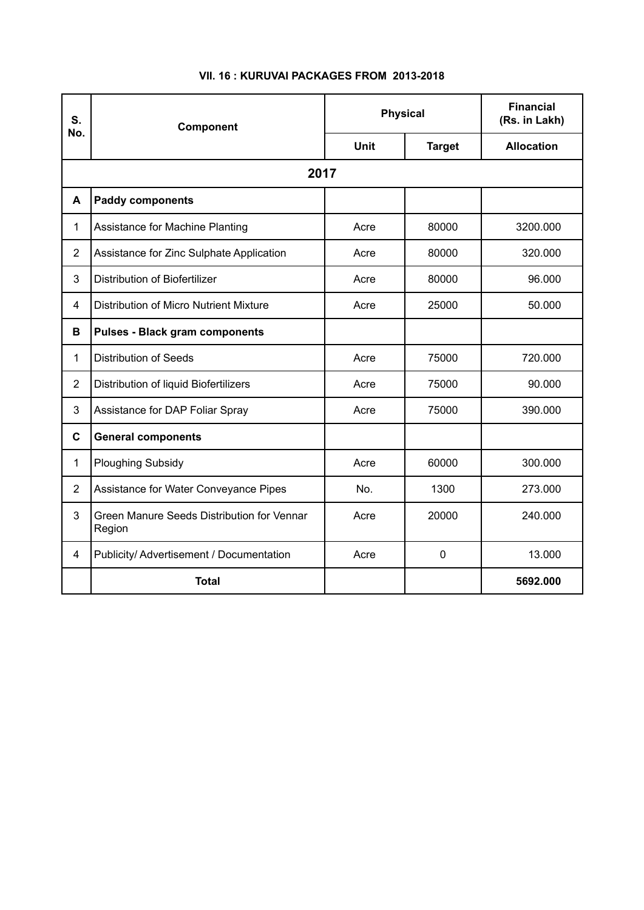### VII. 16 : KURUVAI PACKAGES FROM 2013-2018

| S. No. | Component | Physical | | Financial (Rs. in Lakh) |
|---|---|---|---|---|
| | | Unit | Target | Allocation |
| | **2017** | | | |
| **A** | **Paddy components** | | | |
| 1 | Assistance for Machine Planting | Acre | 80000 | 3200.000 |
| 2 | Assistance for Zinc Sulphate Application | Acre | 80000 | 320.000 |
| 3 | Distribution of Biofertilizer | Acre | 80000 | 96.000 |
| 4 | Distribution of Micro Nutrient Mixture | Acre | 25000 | 50.000 |
| **B** | **Pulses - Black gram components** | | | |
| 1 | Distribution of Seeds | Acre | 75000 | 720.000 |
| 2 | Distribution of liquid Biofertilizers | Acre | 75000 | 90.000 |
| 3 | Assistance for DAP Foliar Spray | Acre | 75000 | 390.000 |
| **C** | **General components** | | | |
| 1 | Ploughing Subsidy | Acre | 60000 | 300.000 |
| 2 | Assistance for Water Conveyance Pipes | No. | 1300 | 273.000 |
| 3 | Green Manure Seeds Distribution for Vennar Region | Acre | 20000 | 240.000 |
| 4 | Publicity/ Advertisement / Documentation | Acre | 0 | 13.000 |
| | **Total** | | | **5692.000** |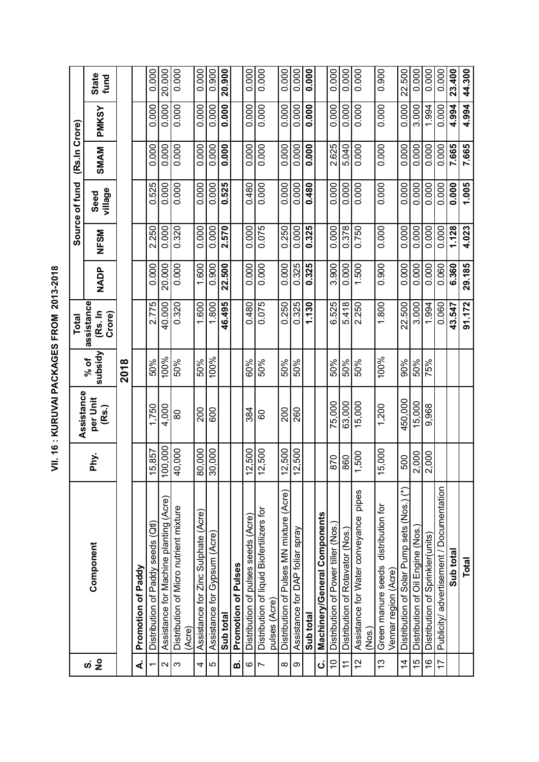# VII. 16 : KURUVAI PACKAGES FROM 2013-2018

| S. No | Component | Phy. | Assistance per Unit (Rs.) | % of subsidy | Total assistance (Rs. In Crore) | Source of fund (Rs.In Crore) | | | | | |
|---|---|---|---|---|---|---|---|---|---|---|---|
| | | | | | | NADP | NFSM | Seed village | SMAM | PMKSY | State fund |
| | | | | **2018** | | | | | | | |
| **A.** | **Promotion of Paddy** | | | | | | | | | | |
| 1 | Distribution of Paddy seeds (Qtl) | 15,857 | 1,750 | 50% | 2.775 | 0.000 | 2.250 | 0.525 | 0.000 | 0.000 | 0.000 |
| 2 | Assistance for Machine planting (Acre) | 100,000 | 4,000 | 100% | 40.000 | 20.000 | 0.000 | 0.000 | 0.000 | 0.000 | 20.000 |
| 3 | Distribution of Micro nutrient mixture (Acre) | 40,000 | 80 | 50% | 0.320 | 0.000 | 0.320 | 0.000 | 0.000 | 0.000 | 0.000 |
| 4 | Assistance for Zinc Sulphate (Acre) | 80,000 | 200 | 50% | 1.600 | 1.600 | 0.000 | 0.000 | 0.000 | 0.000 | 0.000 |
| 5 | Assistance for Gypsum (Acre) | 30,000 | 600 | 100% | 1.800 | 0.900 | 0.000 | 0.000 | 0.000 | 0.000 | 0.900 |
| | **Sub total** | | | | **46.495** | **22.500** | **2.570** | **0.525** | **0.000** | **0.000** | **20.900** |
| **B.** | **Promotion of Pulses** | | | | | | | | | | |
| 6 | Distribution of pulses seeds (Acre) | 12,500 | 384 | 60% | 0.480 | 0.000 | 0.000 | 0.480 | 0.000 | 0.000 | 0.000 |
| 7 | Distribution of liquid Biofertilizers for pulses (Acre) | 12,500 | 60 | 50% | 0.075 | 0.000 | 0.075 | 0.000 | 0.000 | 0.000 | 0.000 |
| 8 | Distribution of Pulses MN mixture (Acre) | 12,500 | 200 | 50% | 0.250 | 0.000 | 0.250 | 0.000 | 0.000 | 0.000 | 0.000 |
| 9 | Assistance for DAP foliar spray | 12,500 | 260 | 50% | 0.325 | 0.325 | 0.000 | 0.000 | 0.000 | 0.000 | 0.000 |
| | **Sub total** | | | | **1.130** | **0.325** | **0.325** | **0.480** | **0.000** | **0.000** | **0.000** |
| **C.** | **Machinery/General Components** | | | | | | | | | | |
| 10 | Distribution of Power tiller (Nos.) | 870 | 75,000 | 50% | 6.525 | 3.900 | 0.000 | 0.000 | 2.625 | 0.000 | 0.000 |
| 11 | Distribution of Rotavator (Nos.) | 860 | 63,000 | 50% | 5.418 | 0.000 | 0.378 | 0.000 | 5.040 | 0.000 | 0.000 |
| 12 | Assistance for Water conveyance pipes (Nos.) | 1,500 | 15,000 | 50% | 2.250 | 1.500 | 0.750 | 0.000 | 0.000 | 0.000 | 0.000 |
| 13 | Green manure seeds distribution for Vennar region (Acre) | 15,000 | 1,200 | 100% | 1.800 | 0.900 | 0.000 | 0.000 | 0.000 | 0.000 | 0.900 |
| 14 | Distribution of Solar Pump sets (Nos.) (*) | 500 | 450,000 | 90% | 22.500 | 0.000 | 0.000 | 0.000 | 0.000 | 0.000 | 22.500 |
| 15 | Distribution of Oil Engine (Nos.) | 2,000 | 15,000 | 50% | 3.000 | 0.000 | 0.000 | 0.000 | 0.000 | 3.000 | 0.000 |
| 16 | Distribution of Sprinkler(units) | 2,000 | 9,968 | 75% | 1.994 | 0.000 | 0.000 | 0.000 | 0.000 | 1.994 | 0.000 |
| 17 | Publicity/ advertisement / Documentation | | | | 0.060 | 0.060 | 0.000 | 0.000 | 0.000 | 0.000 | 0.000 |
| | **Sub total** | | | | **43.547** | **6.360** | **1.128** | **0.000** | **7.665** | **4.994** | **23.400** |
| | **Total** | | | | **91.172** | **29.185** | **4.023** | **1.005** | **7.665** | **4.994** | **44.300** |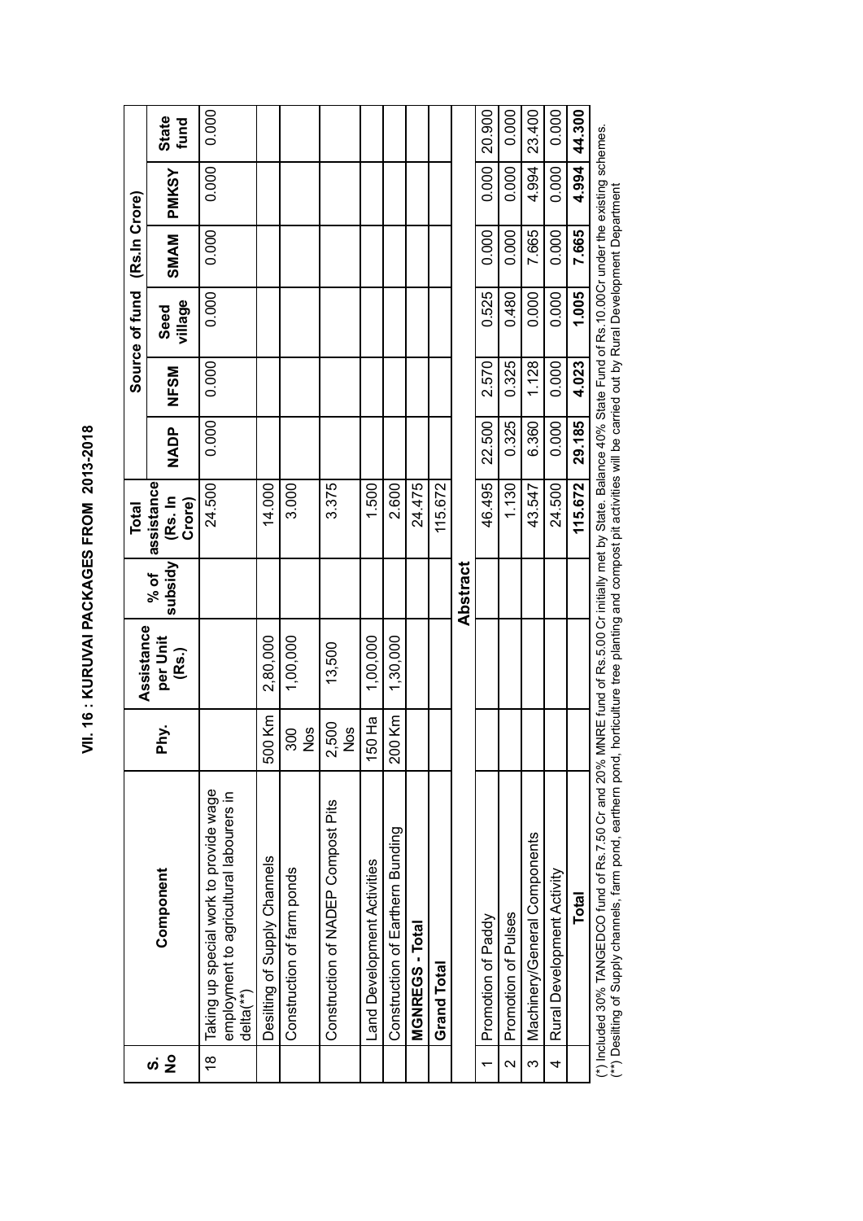# VII. 16 : KURUVAI PACKAGES FROM 2013-2018

| S. No | Component | Phy. | Assistance per Unit (Rs.) | % of subsidy | Total assistance (Rs. In Crore) | Source of fund (Rs.In Crore) | | | | | |
|---|---|---|---|---|---|---|---|---|---|---|---|
| | | | | | | NADP | NFSM | Seed village | SMAM | PMKSY | State fund |
| 18 | Taking up special work to provide wage employment to agricultural labourers in delta(**) | | | | 24.500 | 0.000 | 0.000 | 0.000 | 0.000 | 0.000 | 0.000 |
| | Desilting of Supply Channels | 500 Km | 2,80,000 | | 14.000 | | | | | | |
| | Construction of farm ponds | 300 Nos | 1,00,000 | | 3.000 | | | | | | |
| | Construction of NADEP Compost Pits | 2,500 Nos | 13,500 | | 3.375 | | | | | | |
| | Land Development Activities | 150 Ha | 1,00,000 | | 1.500 | | | | | | |
| | Construction of Earthern Bunding | 200 Km | 1,30,000 | | 2.600 | | | | | | |
| | **MGNREGS - Total** | | | | 24.475 | | | | | | |
| | **Grand Total** | | | | 115.672 | | | | | | |
| | | | | **Abstract** | | | | | | | |
| 1 | Promotion of Paddy | | | | 46.495 | 22.500 | 2.570 | 0.525 | 0.000 | 0.000 | 20.900 |
| 2 | Promotion of Pulses | | | | 1.130 | 0.325 | 0.325 | 0.480 | 0.000 | 0.000 | 0.000 |
| 3 | Machinery/General Components | | | | 43.547 | 6.360 | 1.128 | 0.000 | 7.665 | 4.994 | 23.400 |
| 4 | Rural Development Activity | | | | 24.500 | 0.000 | 0.000 | 0.000 | 0.000 | 0.000 | 0.000 |
| | **Total** | | | | **115.672** | **29.185** | **4.023** | **1.005** | **7.665** | **4.994** | **44.300** |

(*) Included 30% TANGEDCO fund of Rs.7.50 Cr and 20% MNRE fund of Rs.5.00 Cr initially met by State. Balance 40% State Fund of Rs.10.00Cr under the existing schemes.
(**) Desilting of Supply channels, farm pond, earthern pond, horticulture tree planting and compost pit activities will be carried out by Rural Development Department